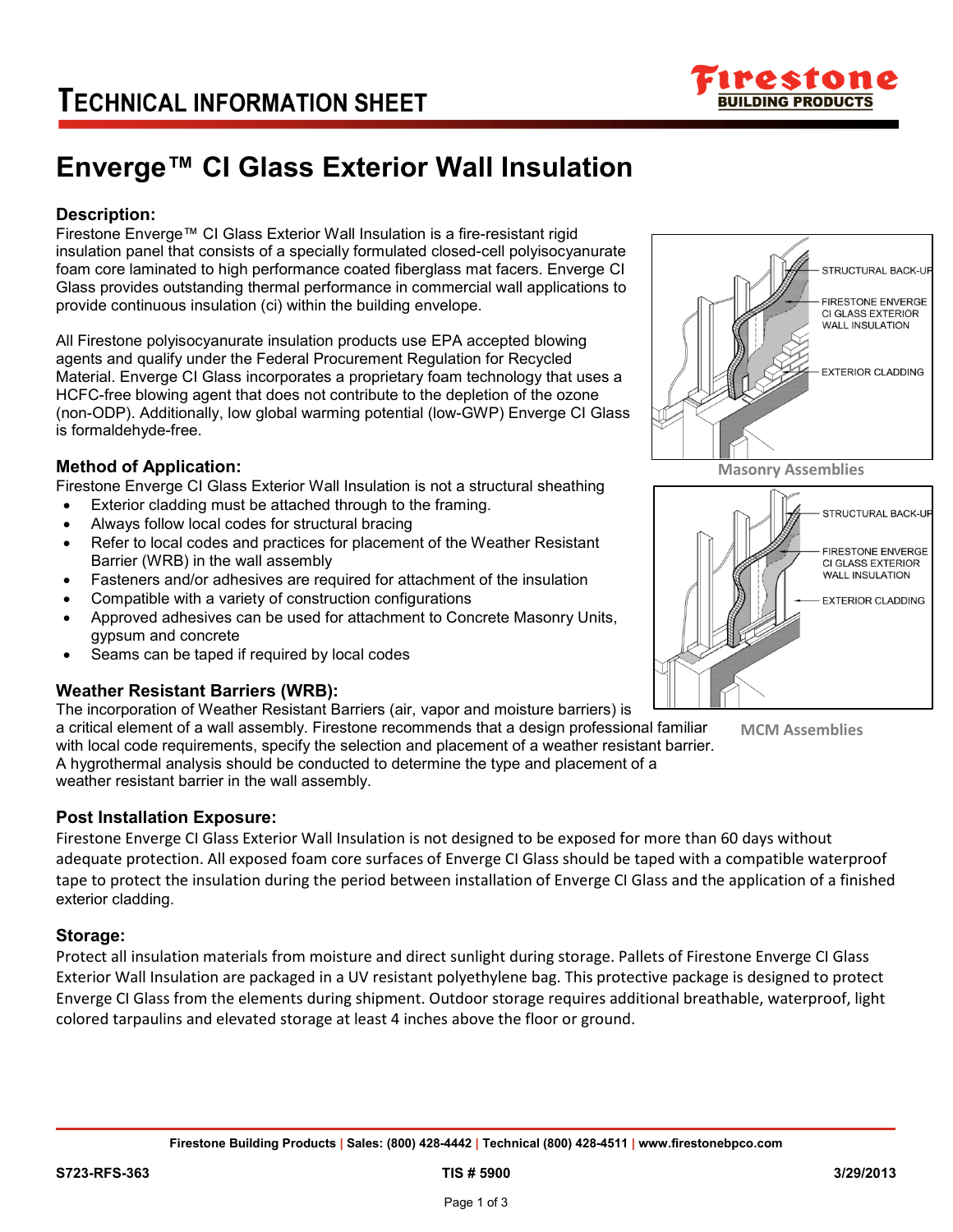# TECHNICAL INFORMATION SHEET

# Enverge™ CI Glass Exterior Wall Insulation

## Description:

Firestone Enverge™ CI Glass Exterior Wall Insulation is a fire-resistant rigid insulation panel that consists of a specially formulated closed-cell polyisocyanurate foam core laminated to high performance coated fiberglass mat facers. Enverge CI Glass provides outstanding thermal performance in commercial wall applications to provide continuous insulation (ci) within the building envelope.

All Firestone polyisocyanurate insulation products use EPA accepted blowing agents and qualify under the Federal Procurement Regulation for Recycled Material. Enverge CI Glass incorporates a proprietary foam technology that uses a HCFC-free blowing agent that does not contribute to the depletion of the ozone (non-ODP). Additionally, low global warming potential (low-GWP) Enverge CI Glass is formaldehyde-free.

STRUCTURAL BACK-UP
FIRESTONE ENVERGE CI GLASS EXTERIOR WALL INSULATION
EXTERIOR CLADDING

Masonry Assemblies

STRUCTURAL BACK-UP
FIRESTONE ENVERGE CI GLASS EXTERIOR WALL INSULATION
EXTERIOR CLADDING

MCM Assemblies

## Method of Application:

Firestone Enverge CI Glass Exterior Wall Insulation is not a structural sheathing

- Exterior cladding must be attached through to the framing.
- Always follow local codes for structural bracing
- Refer to local codes and practices for placement of the Weather Resistant Barrier (WRB) in the wall assembly
- Fasteners and/or adhesives are required for attachment of the insulation
- Compatible with a variety of construction configurations
- Approved adhesives can be used for attachment to Concrete Masonry Units, gypsum and concrete
- Seams can be taped if required by local codes

## Weather Resistant Barriers (WRB):

The incorporation of Weather Resistant Barriers (air, vapor and moisture barriers) is a critical element of a wall assembly. Firestone recommends that a design professional familiar with local code requirements, specify the selection and placement of a weather resistant barrier. A hygrothermal analysis should be conducted to determine the type and placement of a weather resistant barrier in the wall assembly.

## Post Installation Exposure:

Firestone Enverge CI Glass Exterior Wall Insulation is not designed to be exposed for more than 60 days without adequate protection. All exposed foam core surfaces of Enverge CI Glass should be taped with a compatible waterproof tape to protect the insulation during the period between installation of Enverge CI Glass and the application of a finished exterior cladding.

## Storage:

Protect all insulation materials from moisture and direct sunlight during storage. Pallets of Firestone Enverge CI Glass Exterior Wall Insulation are packaged in a UV resistant polyethylene bag. This protective package is designed to protect Enverge CI Glass from the elements during shipment. Outdoor storage requires additional breathable, waterproof, light colored tarpaulins and elevated storage at least 4 inches above the floor or ground.

**Firestone Building Products | Sales: (800) 428-4442 | Technical (800) 428-4511 | www.firestonebpco.com**

S723-RFS-363 | TIS # 5900 | 3/29/2013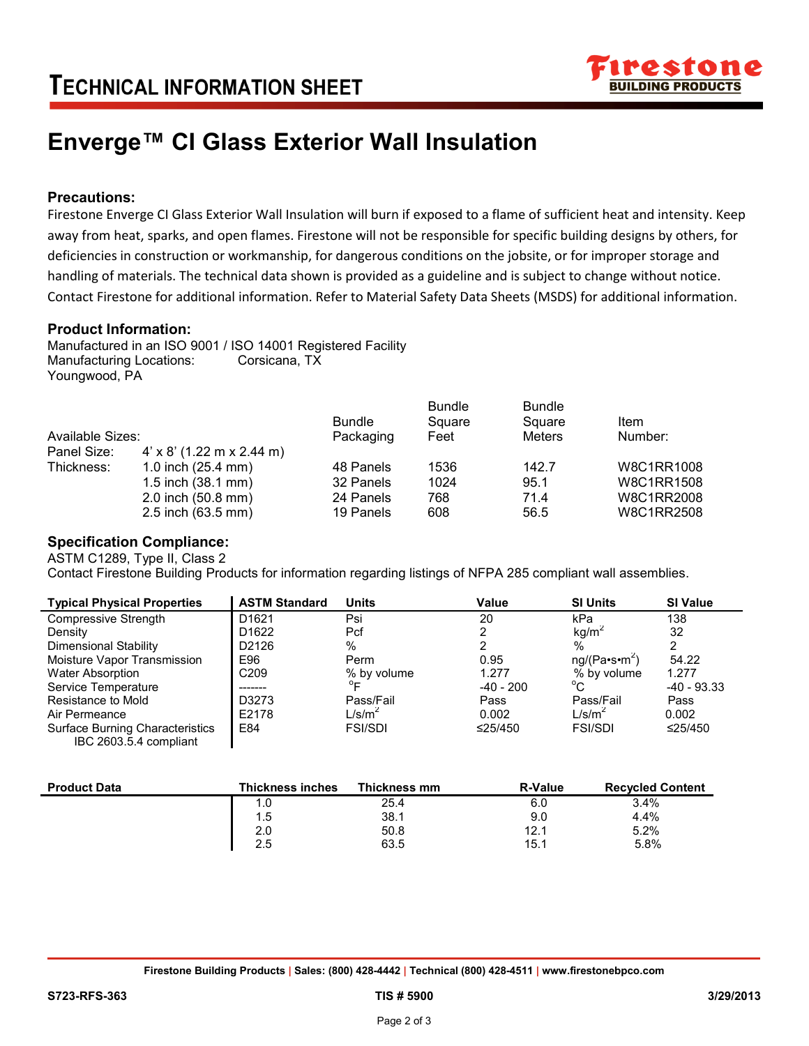# TECHNICAL INFORMATION SHEET

# Enverge™ CI Glass Exterior Wall Insulation

### Precautions:

Firestone Enverge CI Glass Exterior Wall Insulation will burn if exposed to a flame of sufficient heat and intensity. Keep away from heat, sparks, and open flames. Firestone will not be responsible for specific building designs by others, for deficiencies in construction or workmanship, for dangerous conditions on the jobsite, or for improper storage and handling of materials. The technical data shown is provided as a guideline and is subject to change without notice. Contact Firestone for additional information. Refer to Material Safety Data Sheets (MSDS) for additional information.

### Product Information:

Manufactured in an ISO 9001 / ISO 14001 Registered Facility
Manufacturing Locations: Corsicana, TX
Youngwood, PA

| Available Sizes: | | Bundle Packaging | Bundle Square Feet | Bundle Square Meters | Item Number: |
|---|---|---|---|---|---|
| Panel Size: | 4' x 8' (1.22 m x 2.44 m) | | | | |
| Thickness: | 1.0 inch (25.4 mm) | 48 Panels | 1536 | 142.7 | W8C1RR1008 |
| | 1.5 inch (38.1 mm) | 32 Panels | 1024 | 95.1 | W8C1RR1508 |
| | 2.0 inch (50.8 mm) | 24 Panels | 768 | 71.4 | W8C1RR2008 |
| | 2.5 inch (63.5 mm) | 19 Panels | 608 | 56.5 | W8C1RR2508 |

### Specification Compliance:

ASTM C1289, Type II, Class 2
Contact Firestone Building Products for information regarding listings of NFPA 285 compliant wall assemblies.

| Typical Physical Properties | ASTM Standard | Units | Value | SI Units | SI Value |
|---|---|---|---|---|---|
| Compressive Strength | D1621 | Psi | 20 | kPa | 138 |
| Density | D1622 | Pcf | 2 | $kg/m^2$ | 32 |
| Dimensional Stability | D2126 | % | 2 | % | 2 |
| Moisture Vapor Transmission | E96 | Perm | 0.95 | $ng/(Pa \cdot s \cdot m^2)$ | 54.22 |
| Water Absorption | C209 | % by volume | 1.277 | % by volume | 1.277 |
| Service Temperature | ------- | °F | -40 - 200 | °C | -40 - 93.33 |
| Resistance to Mold | D3273 | Pass/Fail | Pass | Pass/Fail | Pass |
| Air Permeance | E2178 | $L/s/m^2$ | 0.002 | $L/s/m^2$ | 0.002 |
| Surface Burning Characteristics IBC 2603.5.4 compliant | E84 | FSI/SDI | ≤25/450 | FSI/SDI | ≤25/450 |

| Product Data | Thickness inches | Thickness mm | R-Value | Recycled Content |
|---|---|---|---|---|
| | 1.0 | 25.4 | 6.0 | 3.4% |
| | 1.5 | 38.1 | 9.0 | 4.4% |
| | 2.0 | 50.8 | 12.1 | 5.2% |
| | 2.5 | 63.5 | 15.1 | 5.8% |

**Firestone Building Products | Sales: (800) 428-4442 | Technical (800) 428-4511 | www.firestonebpco.com**

**S723-RFS-363** **TIS # 5900** **3/29/2013**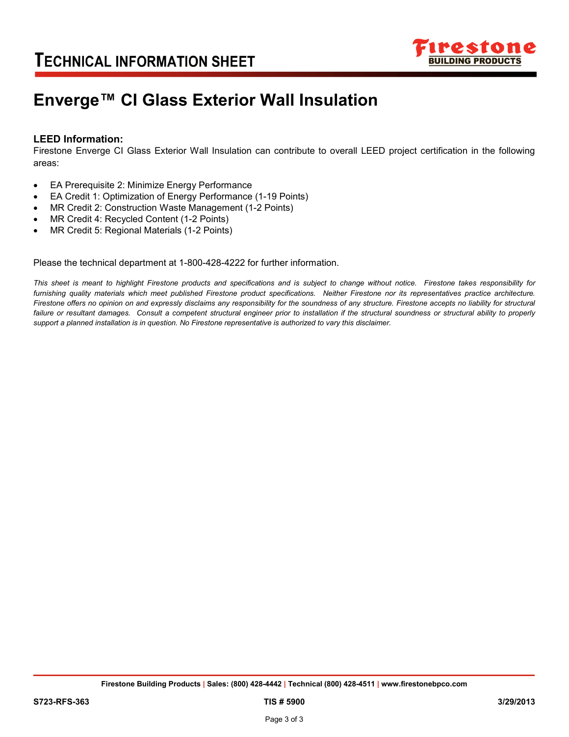# TECHNICAL INFORMATION SHEET

## Enverge™ CI Glass Exterior Wall Insulation

### LEED Information:

Firestone Enverge CI Glass Exterior Wall Insulation can contribute to overall LEED project certification in the following areas:

- EA Prerequisite 2: Minimize Energy Performance
- EA Credit 1: Optimization of Energy Performance (1-19 Points)
- MR Credit 2: Construction Waste Management (1-2 Points)
- MR Credit 4: Recycled Content (1-2 Points)
- MR Credit 5: Regional Materials (1-2 Points)

Please the technical department at 1-800-428-4222 for further information.

*This sheet is meant to highlight Firestone products and specifications and is subject to change without notice. Firestone takes responsibility for furnishing quality materials which meet published Firestone product specifications. Neither Firestone nor its representatives practice architecture. Firestone offers no opinion on and expressly disclaims any responsibility for the soundness of any structure. Firestone accepts no liability for structural failure or resultant damages. Consult a competent structural engineer prior to installation if the structural soundness or structural ability to properly support a planned installation is in question. No Firestone representative is authorized to vary this disclaimer.*

**Firestone Building Products | Sales: (800) 428-4442 | Technical (800) 428-4511 | www.firestonebpco.com**

**S723-RFS-363** **TIS # 5900** **3/29/2013**